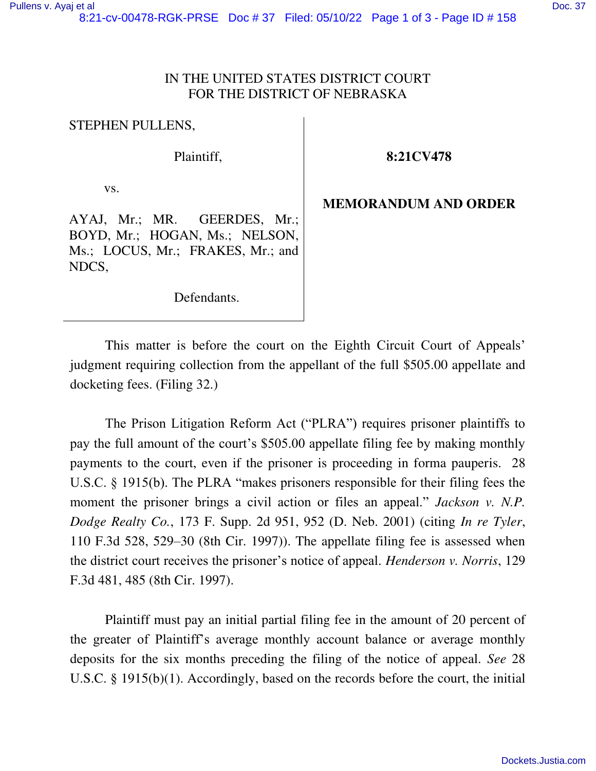IN THE UNITED STATES DISTRICT COURT
FOR THE DISTRICT OF NEBRASKA

| | |
|---|---|
| STEPHEN PULLENS,<br><br>Plaintiff,<br><br>vs.<br><br>AYAJ, Mr.; MR. GEERDES, Mr.; BOYD, Mr.; HOGAN, Ms.; NELSON, Ms.; LOCUS, Mr.; FRAKES, Mr.; and NDCS,<br><br>Defendants. | **8:21CV478**<br><br>**MEMORANDUM AND ORDER** |

This matter is before the court on the Eighth Circuit Court of Appeals' judgment requiring collection from the appellant of the full $505.00 appellate and docketing fees. (Filing 32.)

The Prison Litigation Reform Act ("PLRA") requires prisoner plaintiffs to pay the full amount of the court's $505.00 appellate filing fee by making monthly payments to the court, even if the prisoner is proceeding in forma pauperis. 28 U.S.C. § 1915(b). The PLRA "makes prisoners responsible for their filing fees the moment the prisoner brings a civil action or files an appeal." *Jackson v. N.P. Dodge Realty Co.*, 173 F. Supp. 2d 951, 952 (D. Neb. 2001) (citing *In re Tyler*, 110 F.3d 528, 529–30 (8th Cir. 1997)). The appellate filing fee is assessed when the district court receives the prisoner's notice of appeal. *Henderson v. Norris*, 129 F.3d 481, 485 (8th Cir. 1997).

Plaintiff must pay an initial partial filing fee in the amount of 20 percent of the greater of Plaintiff's average monthly account balance or average monthly deposits for the six months preceding the filing of the notice of appeal. *See* 28 U.S.C. § 1915(b)(1). Accordingly, based on the records before the court, the initial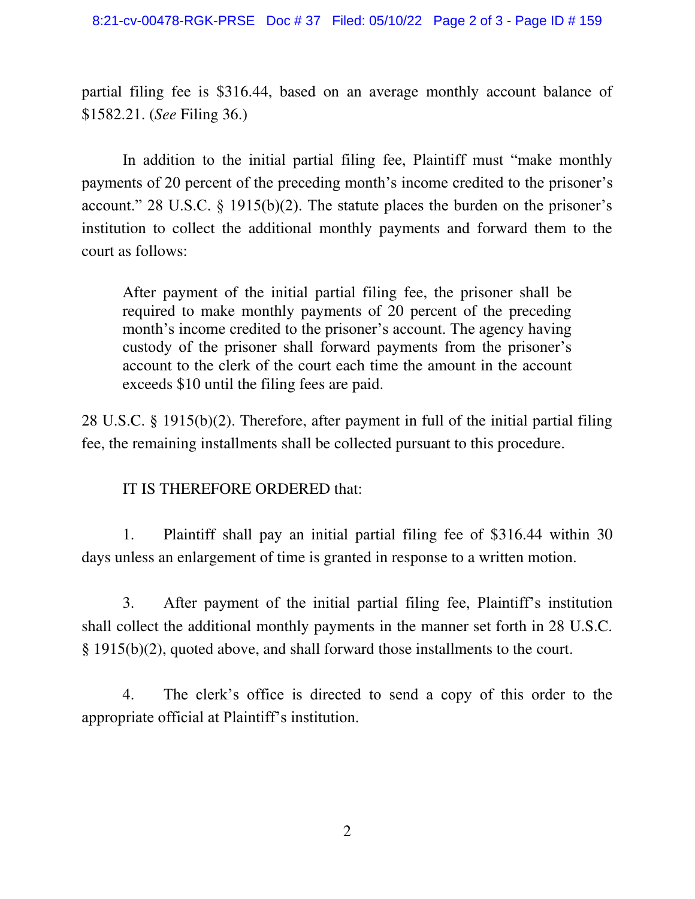partial filing fee is $316.44, based on an average monthly account balance of $1582.21. (*See* Filing 36.)

In addition to the initial partial filing fee, Plaintiff must "make monthly payments of 20 percent of the preceding month's income credited to the prisoner's account." 28 U.S.C. § 1915(b)(2). The statute places the burden on the prisoner's institution to collect the additional monthly payments and forward them to the court as follows:

> After payment of the initial partial filing fee, the prisoner shall be required to make monthly payments of 20 percent of the preceding month's income credited to the prisoner's account. The agency having custody of the prisoner shall forward payments from the prisoner's account to the clerk of the court each time the amount in the account exceeds $10 until the filing fees are paid.

28 U.S.C. § 1915(b)(2). Therefore, after payment in full of the initial partial filing fee, the remaining installments shall be collected pursuant to this procedure.

IT IS THEREFORE ORDERED that:

1. Plaintiff shall pay an initial partial filing fee of $316.44 within 30 days unless an enlargement of time is granted in response to a written motion.

3. After payment of the initial partial filing fee, Plaintiff's institution shall collect the additional monthly payments in the manner set forth in 28 U.S.C. § 1915(b)(2), quoted above, and shall forward those installments to the court.

4. The clerk's office is directed to send a copy of this order to the appropriate official at Plaintiff's institution.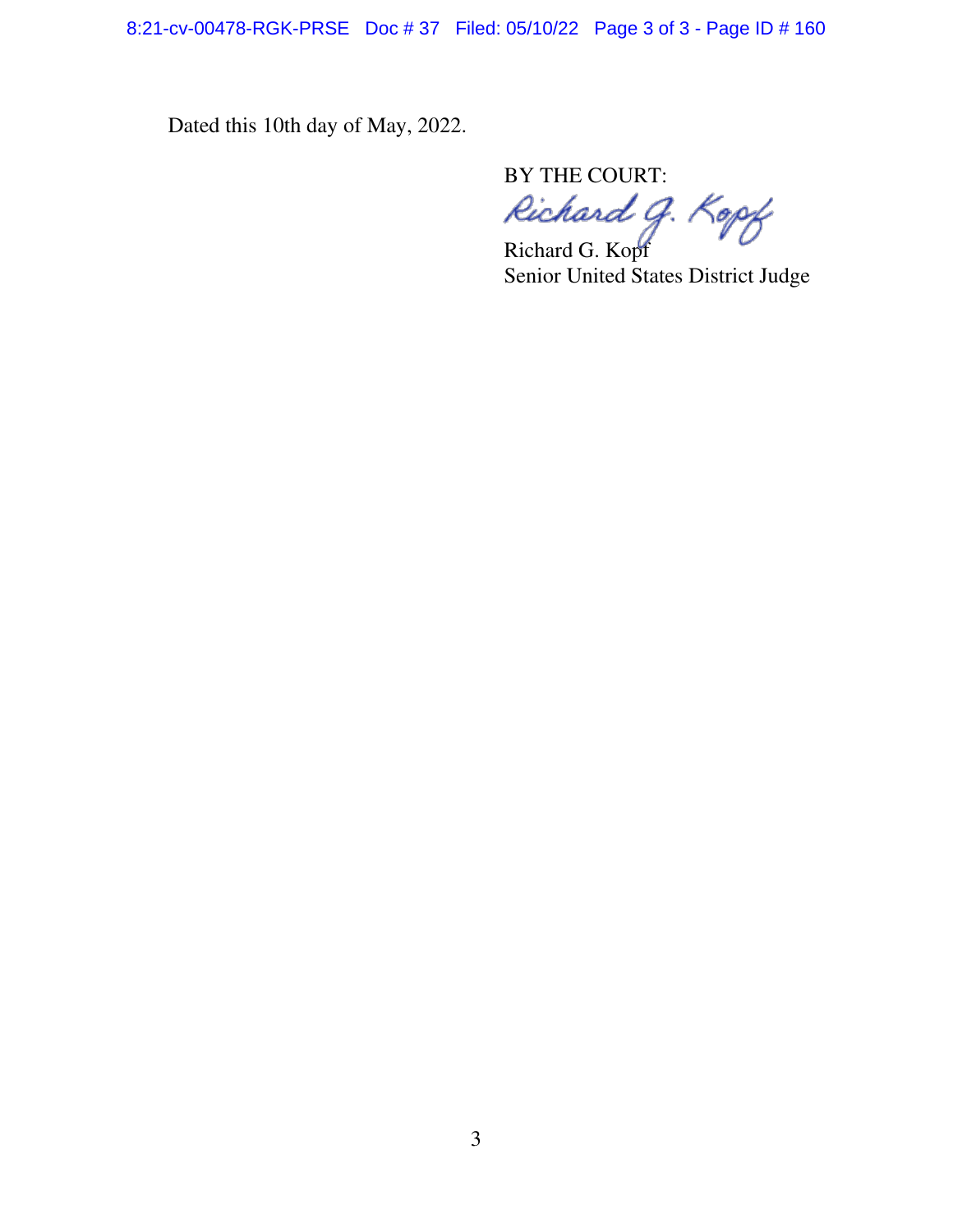Dated this 10th day of May, 2022.

BY THE COURT:

Richard G. Kopf
Senior United States District Judge